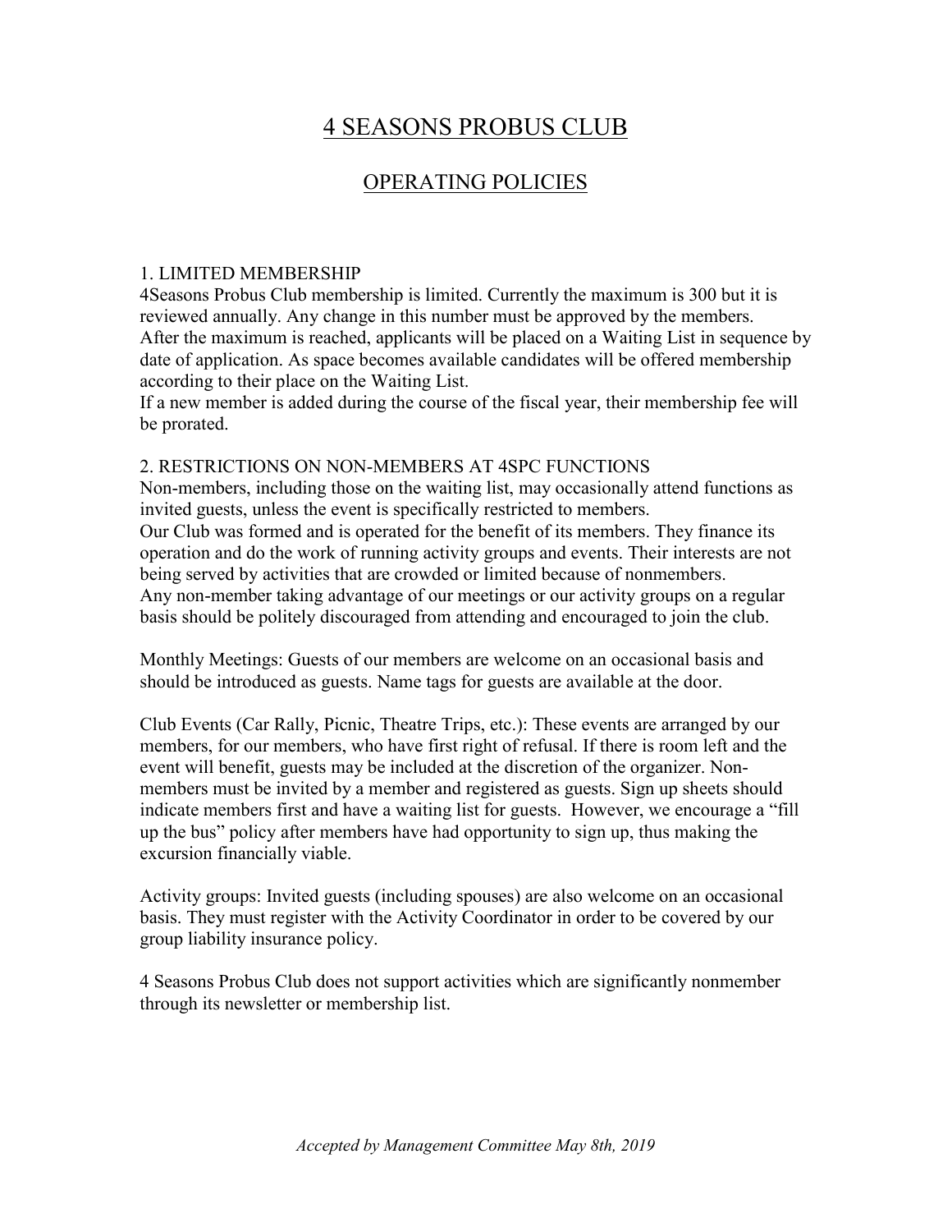# 4 SEASONS PROBUS CLUB

## OPERATING POLICIES

### 1. LIMITED MEMBERSHIP

4Seasons Probus Club membership is limited. Currently the maximum is 300 but it is reviewed annually. Any change in this number must be approved by the members.
After the maximum is reached, applicants will be placed on a Waiting List in sequence by date of application. As space becomes available candidates will be offered membership according to their place on the Waiting List.
If a new member is added during the course of the fiscal year, their membership fee will be prorated.

### 2. RESTRICTIONS ON NON-MEMBERS AT 4SPC FUNCTIONS

Non-members, including those on the waiting list, may occasionally attend functions as invited guests, unless the event is specifically restricted to members.
Our Club was formed and is operated for the benefit of its members. They finance its operation and do the work of running activity groups and events. Their interests are not being served by activities that are crowded or limited because of nonmembers.
Any non-member taking advantage of our meetings or our activity groups on a regular basis should be politely discouraged from attending and encouraged to join the club.

Monthly Meetings: Guests of our members are welcome on an occasional basis and should be introduced as guests. Name tags for guests are available at the door.

Club Events (Car Rally, Picnic, Theatre Trips, etc.): These events are arranged by our members, for our members, who have first right of refusal. If there is room left and the event will benefit, guests may be included at the discretion of the organizer. Non-members must be invited by a member and registered as guests. Sign up sheets should indicate members first and have a waiting list for guests. However, we encourage a "fill up the bus" policy after members have had opportunity to sign up, thus making the excursion financially viable.

Activity groups: Invited guests (including spouses) are also welcome on an occasional basis. They must register with the Activity Coordinator in order to be covered by our group liability insurance policy.

4 Seasons Probus Club does not support activities which are significantly nonmember through its newsletter or membership list.

*Accepted by Management Committee May 8th, 2019*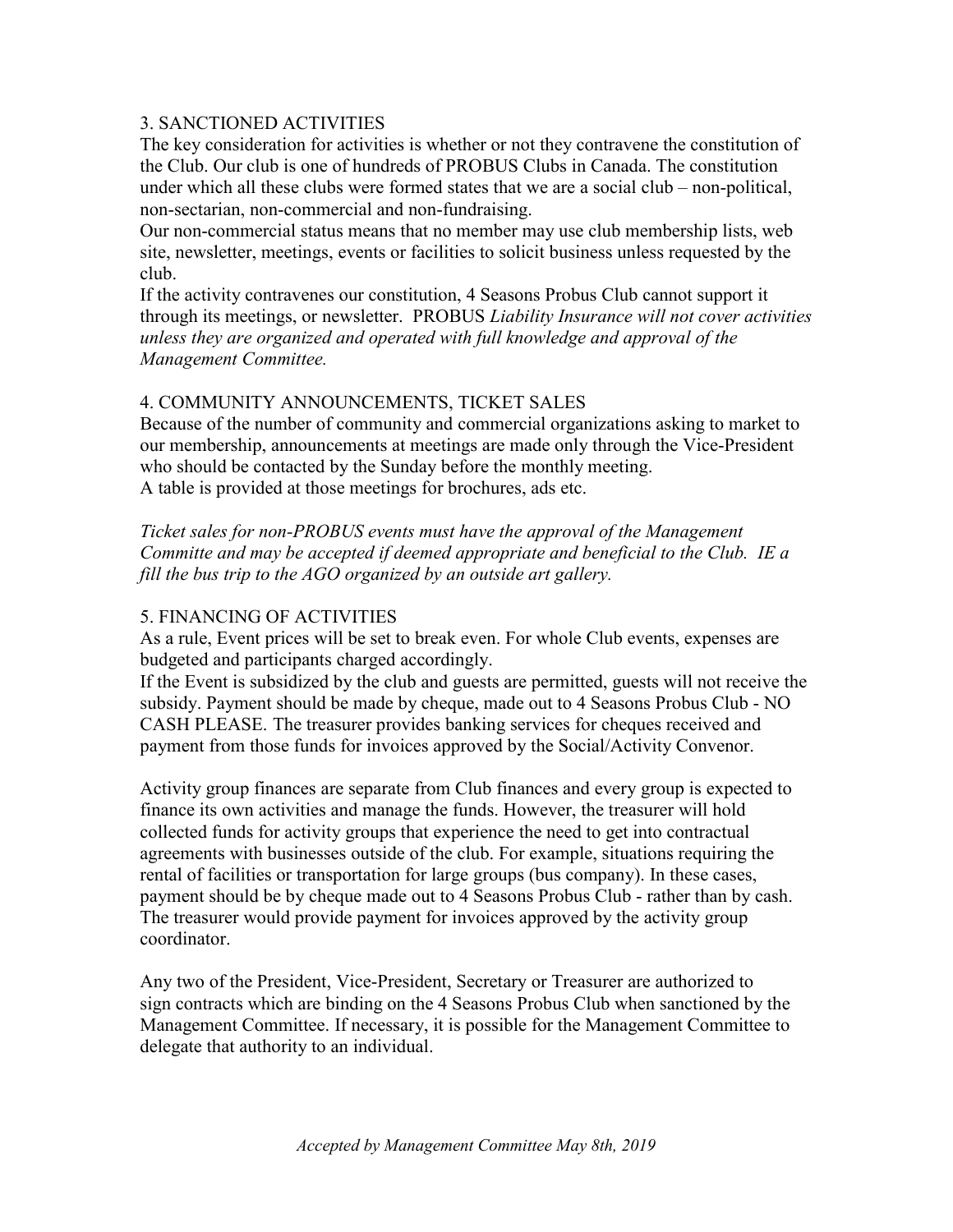## 3. SANCTIONED ACTIVITIES

The key consideration for activities is whether or not they contravene the constitution of the Club. Our club is one of hundreds of PROBUS Clubs in Canada. The constitution under which all these clubs were formed states that we are a social club – non-political, non-sectarian, non-commercial and non-fundraising.

Our non-commercial status means that no member may use club membership lists, web site, newsletter, meetings, events or facilities to solicit business unless requested by the club.

If the activity contravenes our constitution, 4 Seasons Probus Club cannot support it through its meetings, or newsletter. PROBUS *Liability Insurance will not cover activities unless they are organized and operated with full knowledge and approval of the Management Committee.*

## 4. COMMUNITY ANNOUNCEMENTS, TICKET SALES

Because of the number of community and commercial organizations asking to market to our membership, announcements at meetings are made only through the Vice-President who should be contacted by the Sunday before the monthly meeting.

A table is provided at those meetings for brochures, ads etc.

*Ticket sales for non-PROBUS events must have the approval of the Management Committe and may be accepted if deemed appropriate and beneficial to the Club. IE a fill the bus trip to the AGO organized by an outside art gallery.*

## 5. FINANCING OF ACTIVITIES

As a rule, Event prices will be set to break even. For whole Club events, expenses are budgeted and participants charged accordingly.

If the Event is subsidized by the club and guests are permitted, guests will not receive the subsidy. Payment should be made by cheque, made out to 4 Seasons Probus Club - NO CASH PLEASE. The treasurer provides banking services for cheques received and payment from those funds for invoices approved by the Social/Activity Convenor.

Activity group finances are separate from Club finances and every group is expected to finance its own activities and manage the funds. However, the treasurer will hold collected funds for activity groups that experience the need to get into contractual agreements with businesses outside of the club. For example, situations requiring the rental of facilities or transportation for large groups (bus company). In these cases, payment should be by cheque made out to 4 Seasons Probus Club - rather than by cash. The treasurer would provide payment for invoices approved by the activity group coordinator.

Any two of the President, Vice-President, Secretary or Treasurer are authorized to sign contracts which are binding on the 4 Seasons Probus Club when sanctioned by the Management Committee. If necessary, it is possible for the Management Committee to delegate that authority to an individual.

*Accepted by Management Committee May 8th, 2019*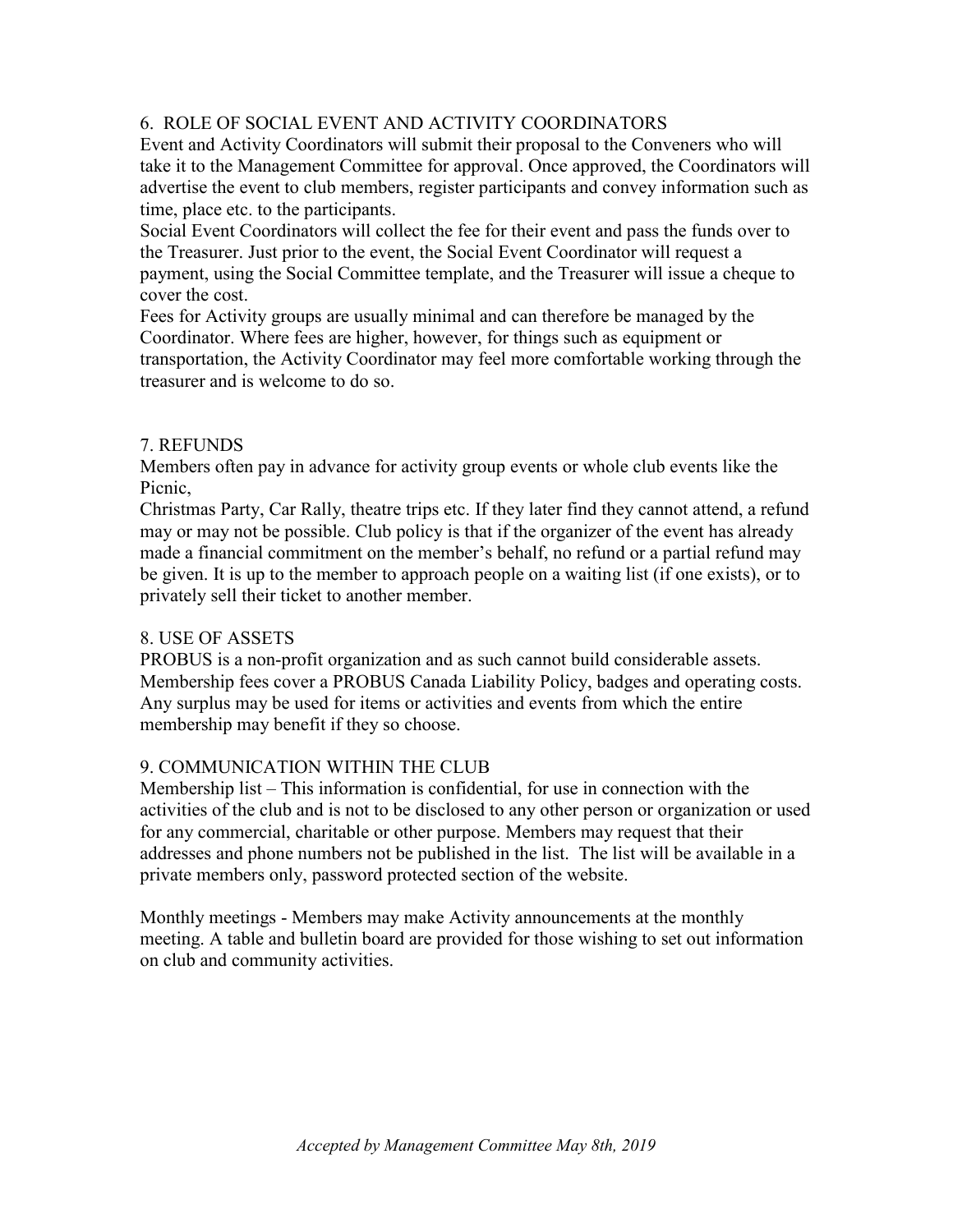## 6. ROLE OF SOCIAL EVENT AND ACTIVITY COORDINATORS

Event and Activity Coordinators will submit their proposal to the Conveners who will take it to the Management Committee for approval. Once approved, the Coordinators will advertise the event to club members, register participants and convey information such as time, place etc. to the participants.

Social Event Coordinators will collect the fee for their event and pass the funds over to the Treasurer. Just prior to the event, the Social Event Coordinator will request a payment, using the Social Committee template, and the Treasurer will issue a cheque to cover the cost.

Fees for Activity groups are usually minimal and can therefore be managed by the Coordinator. Where fees are higher, however, for things such as equipment or transportation, the Activity Coordinator may feel more comfortable working through the treasurer and is welcome to do so.

## 7. REFUNDS

Members often pay in advance for activity group events or whole club events like the Picnic,

Christmas Party, Car Rally, theatre trips etc. If they later find they cannot attend, a refund may or may not be possible. Club policy is that if the organizer of the event has already made a financial commitment on the member's behalf, no refund or a partial refund may be given. It is up to the member to approach people on a waiting list (if one exists), or to privately sell their ticket to another member.

## 8. USE OF ASSETS

PROBUS is a non-profit organization and as such cannot build considerable assets. Membership fees cover a PROBUS Canada Liability Policy, badges and operating costs. Any surplus may be used for items or activities and events from which the entire membership may benefit if they so choose.

## 9. COMMUNICATION WITHIN THE CLUB

Membership list – This information is confidential, for use in connection with the activities of the club and is not to be disclosed to any other person or organization or used for any commercial, charitable or other purpose. Members may request that their addresses and phone numbers not be published in the list. The list will be available in a private members only, password protected section of the website.

Monthly meetings - Members may make Activity announcements at the monthly meeting. A table and bulletin board are provided for those wishing to set out information on club and community activities.

*Accepted by Management Committee May 8th, 2019*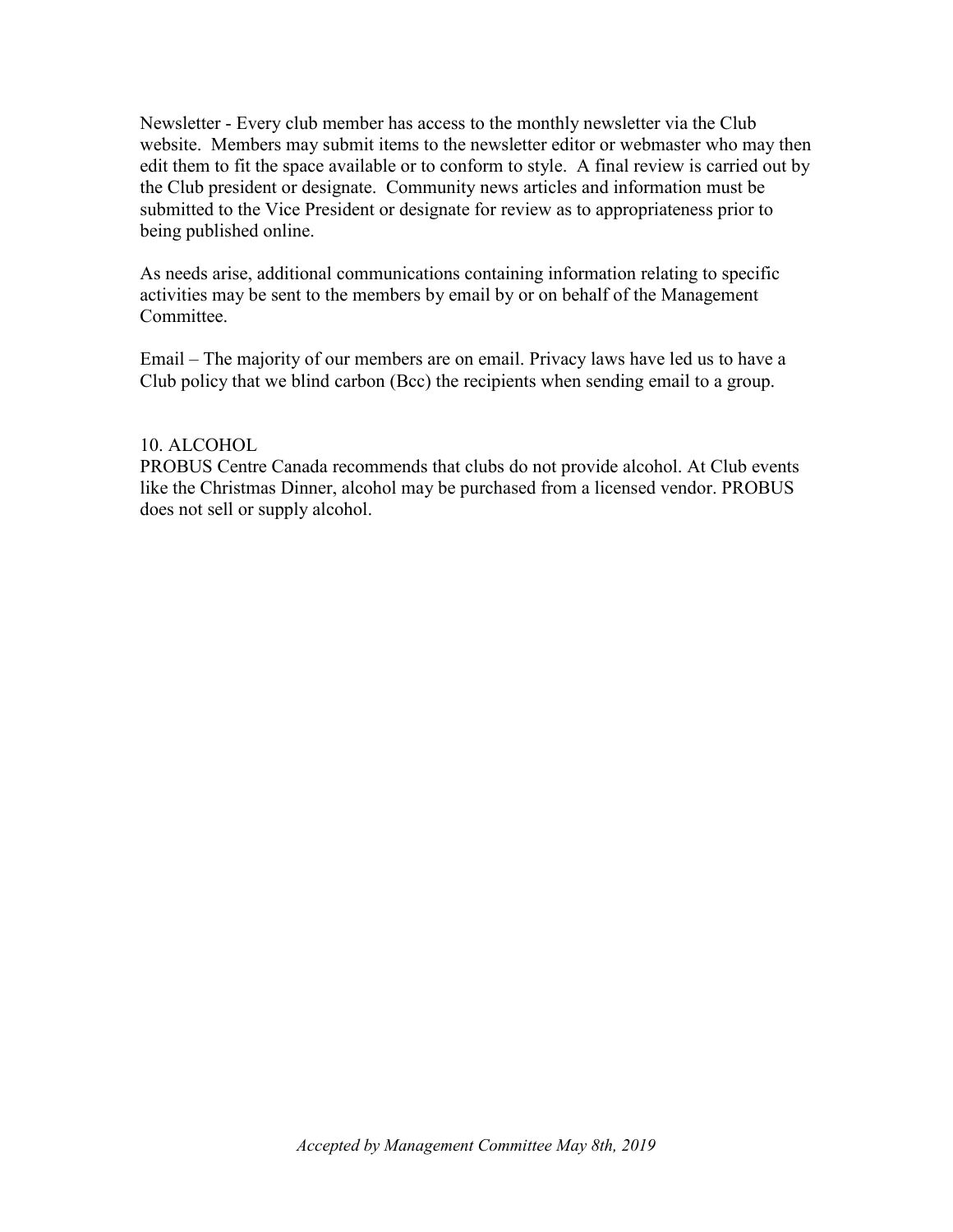Newsletter - Every club member has access to the monthly newsletter via the Club website. Members may submit items to the newsletter editor or webmaster who may then edit them to fit the space available or to conform to style. A final review is carried out by the Club president or designate. Community news articles and information must be submitted to the Vice President or designate for review as to appropriateness prior to being published online.

As needs arise, additional communications containing information relating to specific activities may be sent to the members by email by or on behalf of the Management Committee.

Email – The majority of our members are on email. Privacy laws have led us to have a Club policy that we blind carbon (Bcc) the recipients when sending email to a group.

## 10. ALCOHOL

PROBUS Centre Canada recommends that clubs do not provide alcohol. At Club events like the Christmas Dinner, alcohol may be purchased from a licensed vendor. PROBUS does not sell or supply alcohol.

*Accepted by Management Committee May 8th, 2019*